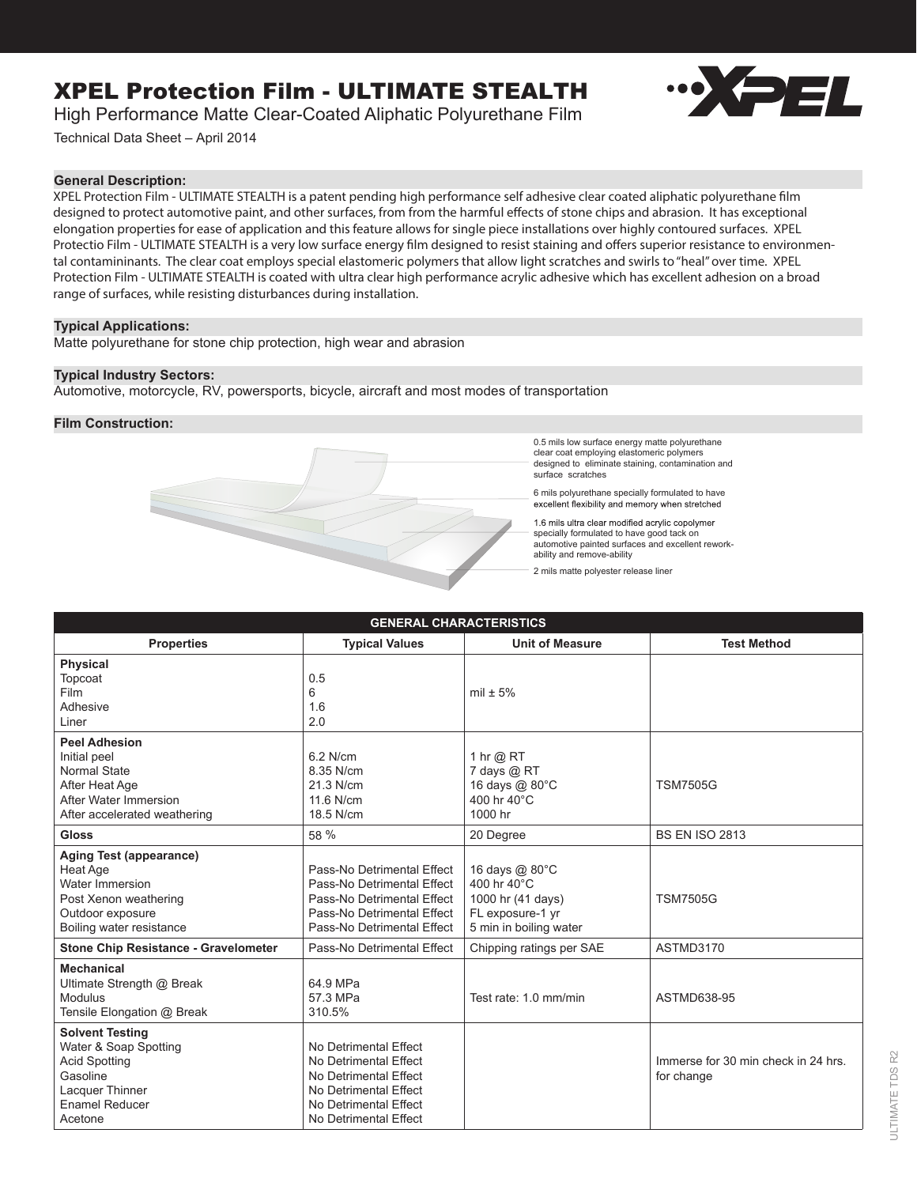# XPEL Protection Film - ULTIMATE STEALTH

High Performance Matte Clear-Coated Aliphatic Polyurethane Film

Technical Data Sheet – April 2014

## General Description:

XPEL Protection Film - ULTIMATE STEALTH is a patent pending high performance self adhesive clear coated aliphatic polyurethane film designed to protect automotive paint, and other surfaces, from from the harmful effects of stone chips and abrasion. It has exceptional elongation properties for ease of application and this feature allows for single piece installations over highly contoured surfaces. XPEL Protectio Film - ULTIMATE STEALTH is a very low surface energy film designed to resist staining and offers superior resistance to environmental contamininants. The clear coat employs special elastomeric polymers that allow light scratches and swirls to "heal" over time. XPEL Protection Film - ULTIMATE STEALTH is coated with ultra clear high performance acrylic adhesive which has excellent adhesion on a broad range of surfaces, while resisting disturbances during installation.

## Typical Applications:

Matte polyurethane for stone chip protection, high wear and abrasion

## Typical Industry Sectors:

Automotive, motorcycle, RV, powersports, bicycle, aircraft and most modes of transportation

## Film Construction:

- 0.5 mils low surface energy matte polyurethane clear coat employing elastomeric polymers designed to eliminate staining, contamination and surface scratches
- 6 mils polyurethane specially formulated to have excellent flexibility and memory when stretched
- 1.6 mils ultra clear modified acrylic copolymer specially formulated to have good tack on automotive painted surfaces and excellent rework-ability and remove-ability
- 2 mils matte polyester release liner

| GENERAL CHARACTERISTICS | | | |
|---|---|---|---|
| **Properties** | **Typical Values** | **Unit of Measure** | **Test Method** |
| **Physical**<br>Topcoat<br>Film<br>Adhesive<br>Liner | <br>0.5<br>6<br>1.6<br>2.0 | mil ± 5% | |
| **Peel Adhesion**<br>Initial peel<br>Normal State<br>After Heat Age<br>After Water Immersion<br>After accelerated weathering | <br>6.2 N/cm<br>8.35 N/cm<br>21.3 N/cm<br>11.6 N/cm<br>18.5 N/cm | <br>1 hr @ RT<br>7 days @ RT<br>16 days @ 80°C<br>400 hr 40°C<br>1000 hr | TSM7505G |
| **Gloss** | 58 % | 20 Degree | BS EN ISO 2813 |
| **Aging Test (appearance)**<br>Heat Age<br>Water Immersion<br>Post Xenon weathering<br>Outdoor exposure<br>Boiling water resistance | <br>Pass-No Detrimental Effect<br>Pass-No Detrimental Effect<br>Pass-No Detrimental Effect<br>Pass-No Detrimental Effect<br>Pass-No Detrimental Effect | <br>16 days @ 80°C<br>400 hr 40°C<br>1000 hr (41 days)<br>FL exposure-1 yr<br>5 min in boiling water | TSM7505G |
| **Stone Chip Resistance - Gravelometer** | Pass-No Detrimental Effect | Chipping ratings per SAE | ASTMD3170 |
| **Mechanical**<br>Ultimate Strength @ Break<br>Modulus<br>Tensile Elongation @ Break | <br>64.9 MPa<br>57.3 MPa<br>310.5% | Test rate: 1.0 mm/min | ASTMD638-95 |
| **Solvent Testing**<br>Water & Soap Spotting<br>Acid Spotting<br>Gasoline<br>Lacquer Thinner<br>Enamel Reducer<br>Acetone | <br>No Detrimental Effect<br>No Detrimental Effect<br>No Detrimental Effect<br>No Detrimental Effect<br>No Detrimental Effect<br>No Detrimental Effect | | Immerse for 30 min check in 24 hrs. for change |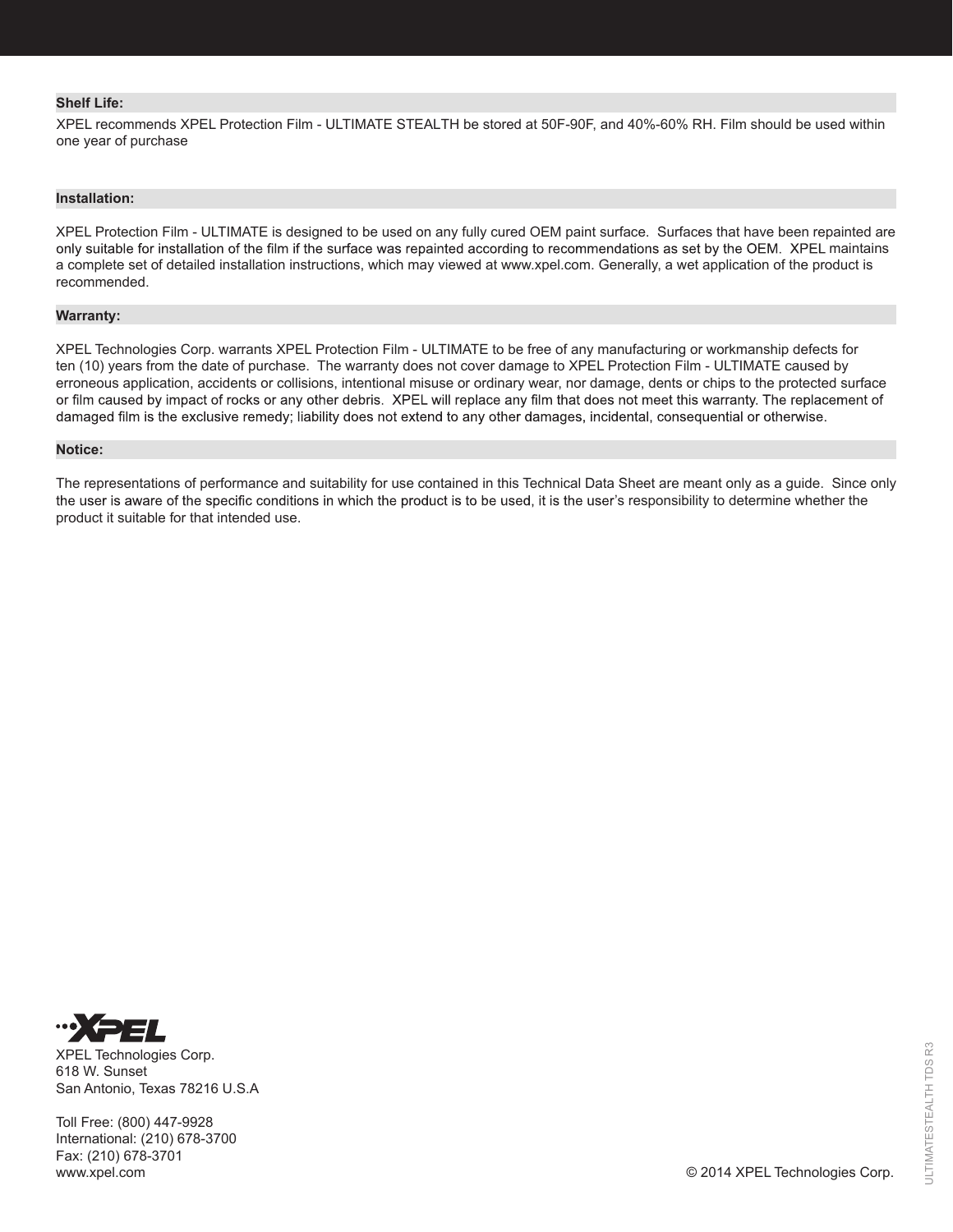## Shelf Life:

XPEL recommends XPEL Protection Film - ULTIMATE STEALTH be stored at 50F-90F, and 40%-60% RH. Film should be used within one year of purchase

## Installation:

XPEL Protection Film - ULTIMATE is designed to be used on any fully cured OEM paint surface. Surfaces that have been repainted are only suitable for installation of the film if the surface was repainted according to recommendations as set by the OEM. XPEL maintains a complete set of detailed installation instructions, which may viewed at www.xpel.com. Generally, a wet application of the product is recommended.

## Warranty:

XPEL Technologies Corp. warrants XPEL Protection Film - ULTIMATE to be free of any manufacturing or workmanship defects for ten (10) years from the date of purchase. The warranty does not cover damage to XPEL Protection Film - ULTIMATE caused by erroneous application, accidents or collisions, intentional misuse or ordinary wear, nor damage, dents or chips to the protected surface or film caused by impact of rocks or any other debris. XPEL will replace any film that does not meet this warranty. The replacement of damaged film is the exclusive remedy; liability does not extend to any other damages, incidental, consequential or otherwise.

## Notice:

The representations of performance and suitability for use contained in this Technical Data Sheet are meant only as a guide. Since only the user is aware of the specific conditions in which the product is to be used, it is the user's responsibility to determine whether the product it suitable for that intended use.

XPEL

XPEL Technologies Corp.
618 W. Sunset
San Antonio, Texas 78216 U.S.A

Toll Free: (800) 447-9928
International: (210) 678-3700
Fax: (210) 678-3701
www.xpel.com

© 2014 XPEL Technologies Corp.

ULTIMATESTEALTH TDS R3